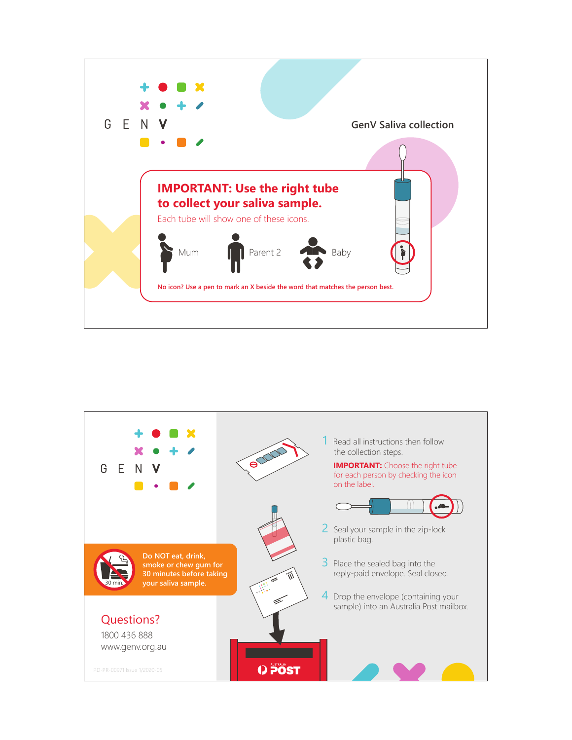GENV

## GenV Saliva collection

**IMPORTANT: Use the right tube to collect your saliva sample.**

Each tube will show one of these icons.

Mum

Parent 2

Baby

**No icon? Use a pen to mark an X beside the word that matches the person best.**

---

GENV

1. Read all instructions then follow the collection steps.

   **IMPORTANT:** Choose the right tube for each person by checking the icon on the label.

2. Seal your sample in the zip-lock plastic bag.

3. Place the sealed bag into the reply-paid envelope. Seal closed.

4. Drop the envelope (containing your sample) into an Australia Post mailbox.

Do NOT eat, drink, smoke or chew gum for 30 minutes before taking your saliva sample.

30 min.

## Questions?

1800 436 888

www.genv.org.au

PD-PR-00971 Issue 1/2020-05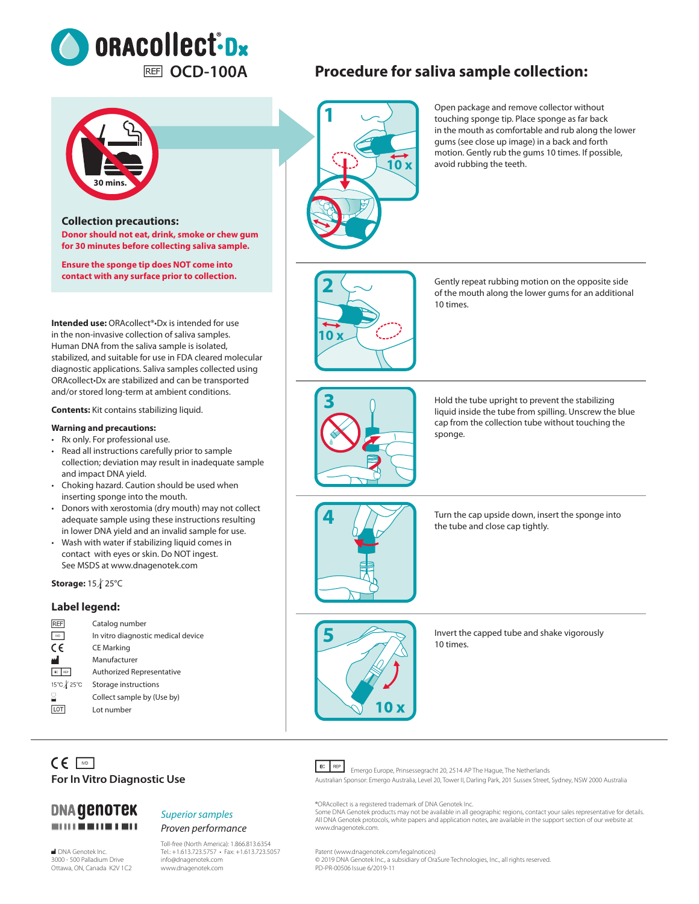# ORAcollect®•Dx

REF OCD-100A

30 mins.

## Collection precautions:

**Donor should not eat, drink, smoke or chew gum for 30 minutes before collecting saliva sample.**

**Ensure the sponge tip does NOT come into contact with any surface prior to collection.**

**Intended use:** ORAcollect®•Dx is intended for use in the non-invasive collection of saliva samples. Human DNA from the saliva sample is isolated, stabilized, and suitable for use in FDA cleared molecular diagnostic applications. Saliva samples collected using ORAcollect•Dx are stabilized and can be transported and/or stored long-term at ambient conditions.

**Contents:** Kit contains stabilizing liquid.

**Warning and precautions:**

- Rx only. For professional use.
- Read all instructions carefully prior to sample collection; deviation may result in inadequate sample and impact DNA yield.
- Choking hazard. Caution should be used when inserting sponge into the mouth.
- Donors with xerostomia (dry mouth) may not collect adequate sample using these instructions resulting in lower DNA yield and an invalid sample for use.
- Wash with water if stabilizing liquid comes in contact with eyes or skin. Do NOT ingest. See MSDS at www.dnagenotek.com

**Storage:** 15–25°C

## Label legend:

| | |
|---|---|
| REF | Catalog number |
| IVD | In vitro diagnostic medical device |
| CE | CE Marking |
| | Manufacturer |
| EC REP | Authorized Representative |
| 15°C–25°C | Storage instructions |
| | Collect sample by (Use by) |
| LOT | Lot number |

## Procedure for saliva sample collection:

**1** (10 x) Open package and remove collector without touching sponge tip. Place sponge as far back in the mouth as comfortable and rub along the lower gums (see close up image) in a back and forth motion. Gently rub the gums 10 times. If possible, avoid rubbing the teeth.

**2** (10 x) Gently repeat rubbing motion on the opposite side of the mouth along the lower gums for an additional 10 times.

**3** Hold the tube upright to prevent the stabilizing liquid inside the tube from spilling. Unscrew the blue cap from the collection tube without touching the sponge.

**4** Turn the cap upside down, insert the sponge into the tube and close cap tightly.

**5** (10 x) Invert the capped tube and shake vigorously 10 times.

CE IVD

**For In Vitro Diagnostic Use**

EC REP Emergo Europe, Prinsessegracht 20, 2514 AP The Hague, The Netherlands
Australian Sponsor: Emergo Australia, Level 20, Tower II, Darling Park, 201 Sussex Street, Sydney, NSW 2000 Australia

DNA genotek

*Superior samples*
*Proven performance*

DNA Genotek Inc.
3000 - 500 Palladium Drive
Ottawa, ON, Canada K2V 1C2

Toll-free (North America): 1.866.813.6354
Tel.: +1.613.723.5757 • Fax: +1.613.723.5057
info@dnagenotek.com
www.dnagenotek.com

®ORAcollect is a registered trademark of DNA Genotek Inc.
Some DNA Genotek products may not be available in all geographic regions, contact your sales representative for details.
All DNA Genotek protocols, white papers and application notes, are available in the support section of our website at www.dnagenotek.com.

Patent (www.dnagenotek.com/legalnotices)
© 2019 DNA Genotek Inc., a subsidiary of OraSure Technologies, Inc., all rights reserved.
PD-PR-00506 Issue 6/2019-11